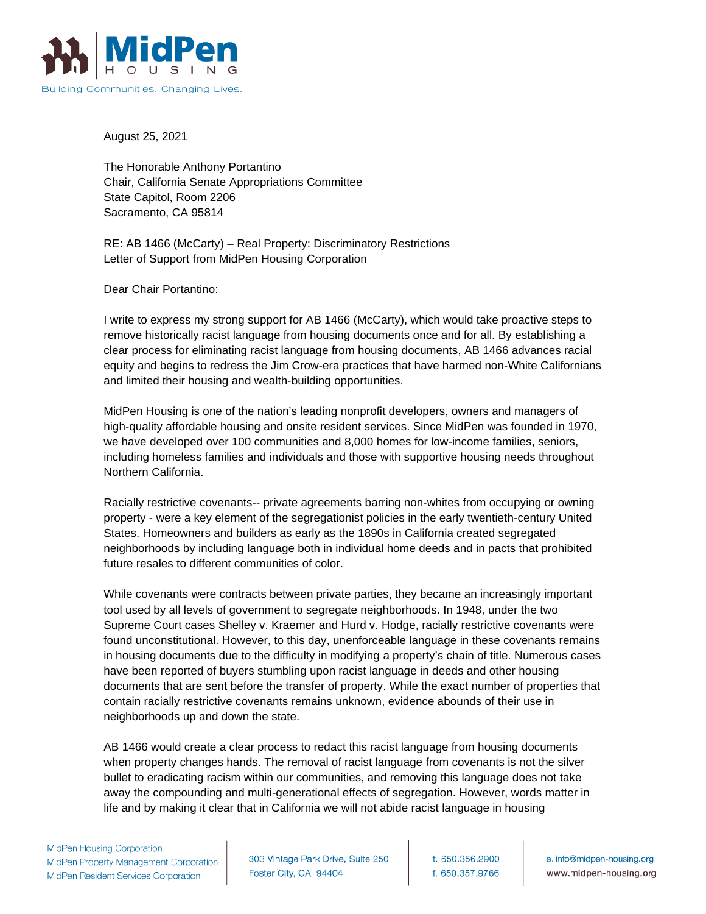MidPen HOUSING
Building Communities. Changing Lives.

August 25, 2021

The Honorable Anthony Portantino
Chair, California Senate Appropriations Committee
State Capitol, Room 2206
Sacramento, CA 95814

RE: AB 1466 (McCarty) – Real Property: Discriminatory Restrictions
Letter of Support from MidPen Housing Corporation

Dear Chair Portantino:

I write to express my strong support for AB 1466 (McCarty), which would take proactive steps to remove historically racist language from housing documents once and for all. By establishing a clear process for eliminating racist language from housing documents, AB 1466 advances racial equity and begins to redress the Jim Crow-era practices that have harmed non-White Californians and limited their housing and wealth-building opportunities.

MidPen Housing is one of the nation's leading nonprofit developers, owners and managers of high-quality affordable housing and onsite resident services. Since MidPen was founded in 1970, we have developed over 100 communities and 8,000 homes for low-income families, seniors, including homeless families and individuals and those with supportive housing needs throughout Northern California.

Racially restrictive covenants-- private agreements barring non-whites from occupying or owning property - were a key element of the segregationist policies in the early twentieth-century United States. Homeowners and builders as early as the 1890s in California created segregated neighborhoods by including language both in individual home deeds and in pacts that prohibited future resales to different communities of color.

While covenants were contracts between private parties, they became an increasingly important tool used by all levels of government to segregate neighborhoods. In 1948, under the two Supreme Court cases Shelley v. Kraemer and Hurd v. Hodge, racially restrictive covenants were found unconstitutional. However, to this day, unenforceable language in these covenants remains in housing documents due to the difficulty in modifying a property's chain of title. Numerous cases have been reported of buyers stumbling upon racist language in deeds and other housing documents that are sent before the transfer of property. While the exact number of properties that contain racially restrictive covenants remains unknown, evidence abounds of their use in neighborhoods up and down the state.

AB 1466 would create a clear process to redact this racist language from housing documents when property changes hands. The removal of racist language from covenants is not the silver bullet to eradicating racism within our communities, and removing this language does not take away the compounding and multi-generational effects of segregation. However, words matter in life and by making it clear that in California we will not abide racist language in housing

MidPen Housing Corporation
MidPen Property Management Corporation
MidPen Resident Services Corporation

303 Vintage Park Drive, Suite 250
Foster City, CA 94404

t. 650.356.2900
f. 650.357.9766

e. info@midpen-housing.org
www.midpen-housing.org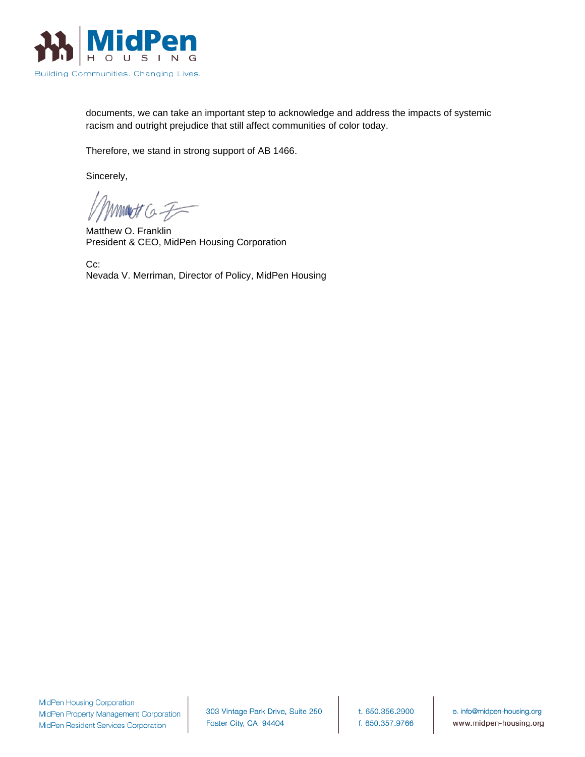documents, we can take an important step to acknowledge and address the impacts of systemic racism and outright prejudice that still affect communities of color today.

Therefore, we stand in strong support of AB 1466.

Sincerely,

Matthew O. Franklin
President & CEO, MidPen Housing Corporation

Cc:
Nevada V. Merriman, Director of Policy, MidPen Housing